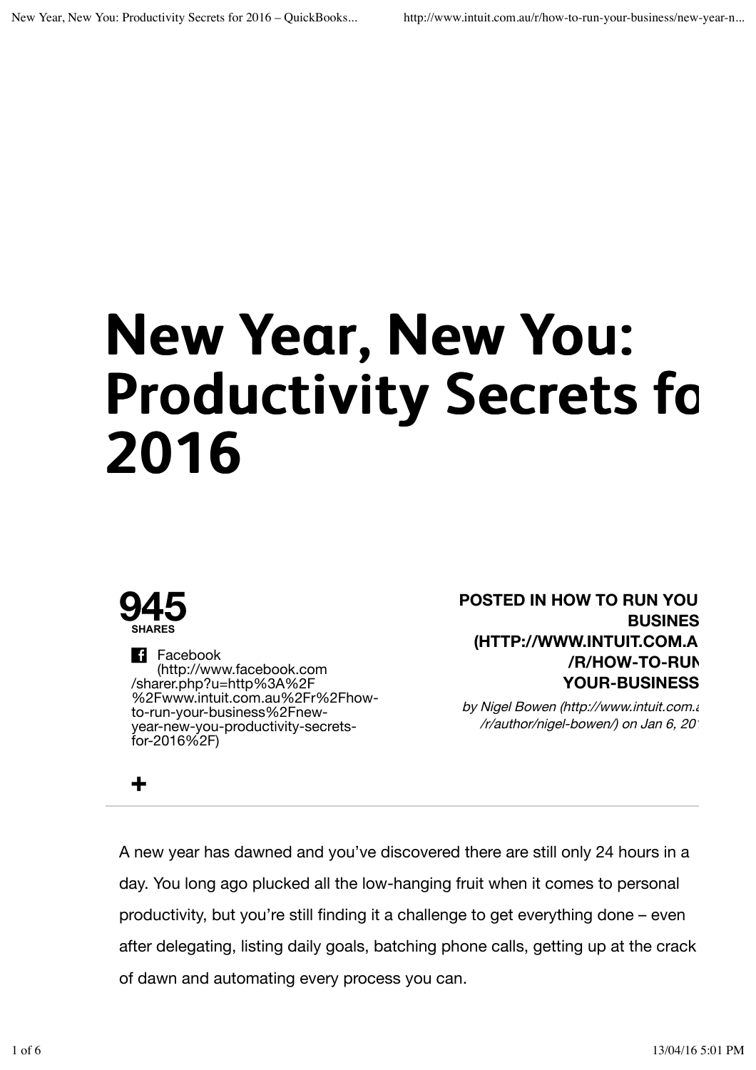# New Year, New You: Productivity Secrets fo 2016

**945**
**SHARES**

Facebook (http://www.facebook.com/sharer.php?u=http%3A%2F%2Fwww.intuit.com.au%2Fr%2Fhow-to-run-your-business%2Fnew-year-new-you-productivity-secrets-for-2016%2F)

+

**POSTED IN HOW TO RUN YOU BUSINES (HTTP://WWW.INTUIT.COM.A/R/HOW-TO-RUN YOUR-BUSINESS**

*by Nigel Bowen (http://www.intuit.com.a/r/author/nigel-bowen/) on Jan 6, 20*

---

A new year has dawned and you've discovered there are still only 24 hours in a day. You long ago plucked all the low-hanging fruit when it comes to personal productivity, but you're still finding it a challenge to get everything done – even after delegating, listing daily goals, batching phone calls, getting up at the crack of dawn and automating every process you can.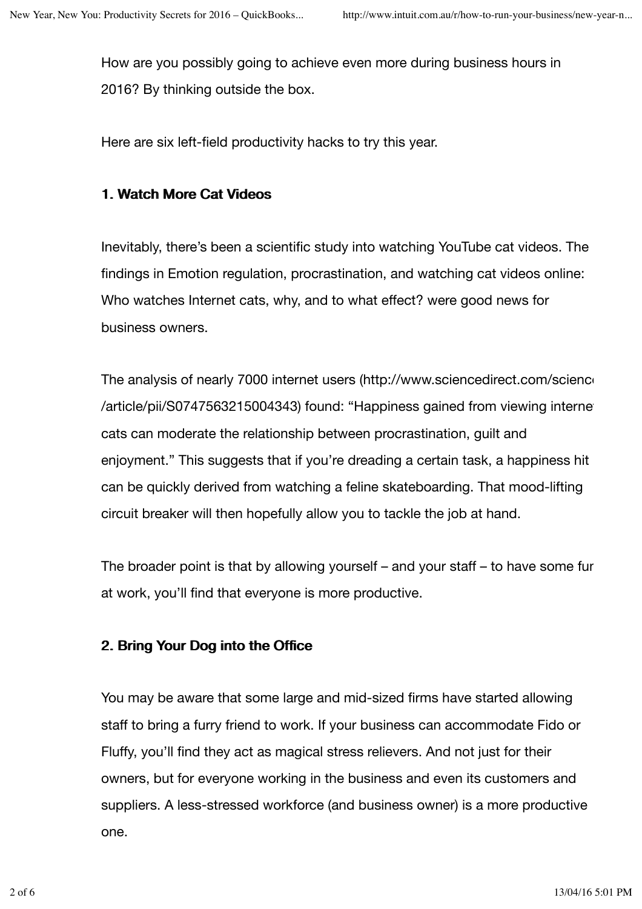How are you possibly going to achieve even more during business hours in 2016? By thinking outside the box.

Here are six left-field productivity hacks to try this year.

### 1. Watch More Cat Videos

Inevitably, there's been a scientific study into watching YouTube cat videos. The findings in Emotion regulation, procrastination, and watching cat videos online: Who watches Internet cats, why, and to what effect? were good news for business owners.

The analysis of nearly 7000 internet users (http://www.sciencedirect.com/science/article/pii/S0747563215004343) found: "Happiness gained from viewing internet cats can moderate the relationship between procrastination, guilt and enjoyment." This suggests that if you're dreading a certain task, a happiness hit can be quickly derived from watching a feline skateboarding. That mood-lifting circuit breaker will then hopefully allow you to tackle the job at hand.

The broader point is that by allowing yourself – and your staff – to have some fun at work, you'll find that everyone is more productive.

### 2. Bring Your Dog into the Office

You may be aware that some large and mid-sized firms have started allowing staff to bring a furry friend to work. If your business can accommodate Fido or Fluffy, you'll find they act as magical stress relievers. And not just for their owners, but for everyone working in the business and even its customers and suppliers. A less-stressed workforce (and business owner) is a more productive one.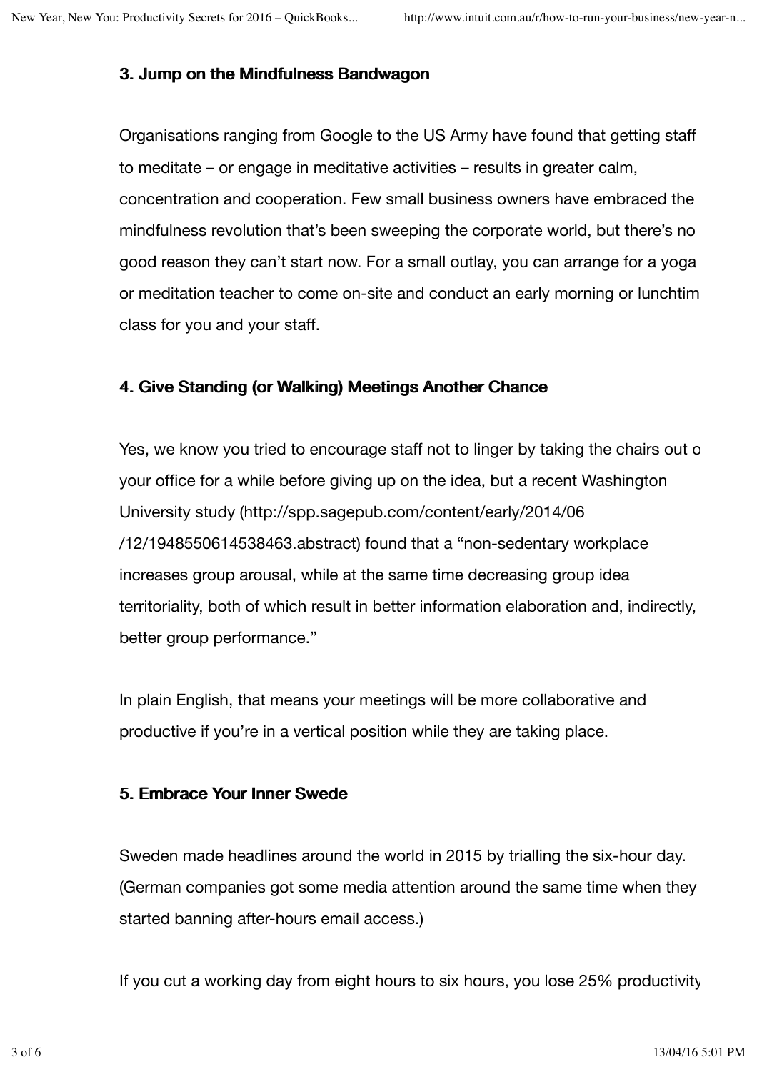### 3. Jump on the Mindfulness Bandwagon

Organisations ranging from Google to the US Army have found that getting staff to meditate – or engage in meditative activities – results in greater calm, concentration and cooperation. Few small business owners have embraced the mindfulness revolution that's been sweeping the corporate world, but there's no good reason they can't start now. For a small outlay, you can arrange for a yoga or meditation teacher to come on-site and conduct an early morning or lunchtim class for you and your staff.

### 4. Give Standing (or Walking) Meetings Another Chance

Yes, we know you tried to encourage staff not to linger by taking the chairs out o your office for a while before giving up on the idea, but a recent Washington University study (http://spp.sagepub.com/content/early/2014/06/12/1948550614538463.abstract) found that a "non-sedentary workplace increases group arousal, while at the same time decreasing group idea territoriality, both of which result in better information elaboration and, indirectly, better group performance."

In plain English, that means your meetings will be more collaborative and productive if you're in a vertical position while they are taking place.

### 5. Embrace Your Inner Swede

Sweden made headlines around the world in 2015 by trialling the six-hour day. (German companies got some media attention around the same time when they started banning after-hours email access.)

If you cut a working day from eight hours to six hours, you lose 25% productivity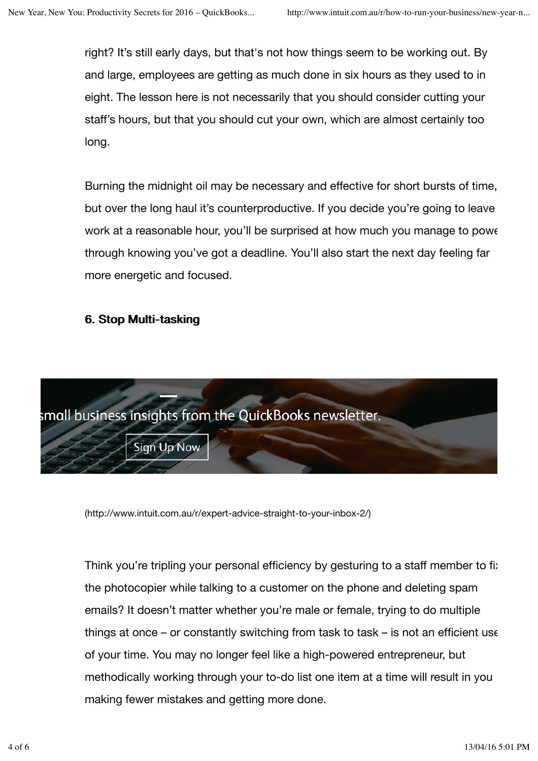right? It’s still early days, but that's not how things seem to be working out. By and large, employees are getting as much done in six hours as they used to in eight. The lesson here is not necessarily that you should consider cutting your staff’s hours, but that you should cut your own, which are almost certainly too long.

Burning the midnight oil may be necessary and effective for short bursts of time, but over the long haul it’s counterproductive. If you decide you’re going to leave work at a reasonable hour, you’ll be surprised at how much you manage to powe through knowing you’ve got a deadline. You’ll also start the next day feeling far more energetic and focused.

### 6. Stop Multi-tasking

small business insights from the QuickBooks newsletter.

Sign Up Now

(http://www.intuit.com.au/r/expert-advice-straight-to-your-inbox-2/)

Think you’re tripling your personal efficiency by gesturing to a staff member to fi the photocopier while talking to a customer on the phone and deleting spam emails? It doesn’t matter whether you’re male or female, trying to do multiple things at once – or constantly switching from task to task – is not an efficient use of your time. You may no longer feel like a high-powered entrepreneur, but methodically working through your to-do list one item at a time will result in you making fewer mistakes and getting more done.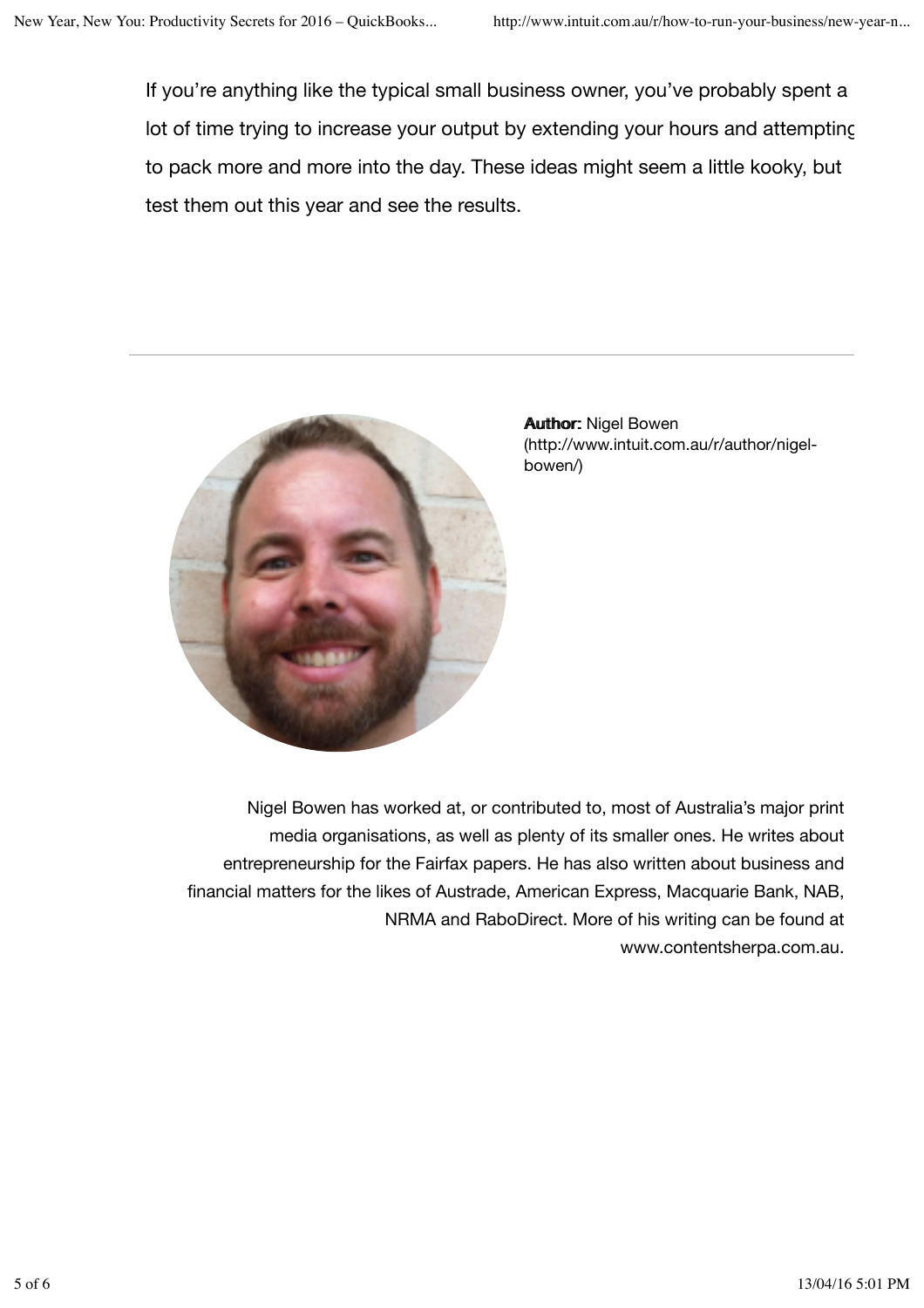If you're anything like the typical small business owner, you've probably spent a lot of time trying to increase your output by extending your hours and attempting to pack more and more into the day. These ideas might seem a little kooky, but test them out this year and see the results.

---

**Author:** Nigel Bowen (http://www.intuit.com.au/r/author/nigel-bowen/)

Nigel Bowen has worked at, or contributed to, most of Australia's major print media organisations, as well as plenty of its smaller ones. He writes about entrepreneurship for the Fairfax papers. He has also written about business and financial matters for the likes of Austrade, American Express, Macquarie Bank, NAB, NRMA and RaboDirect. More of his writing can be found at www.contentsherpa.com.au.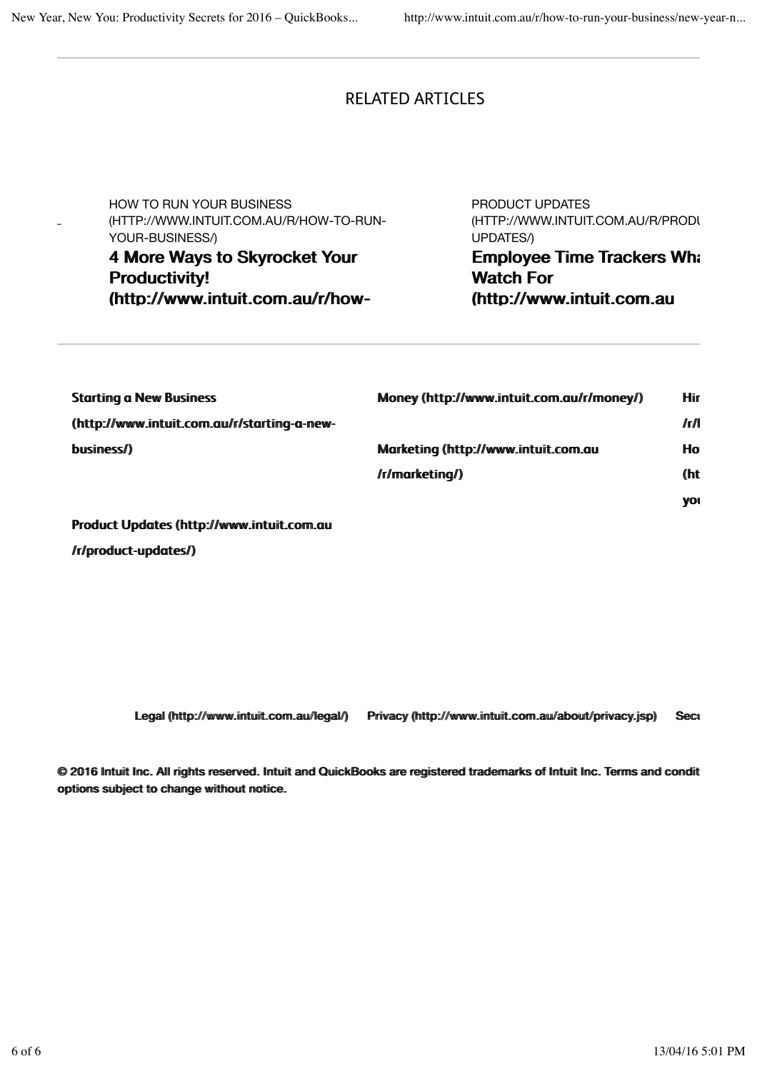## RELATED ARTICLES

HOW TO RUN YOUR BUSINESS (HTTP://WWW.INTUIT.COM.AU/R/HOW-TO-RUN-YOUR-BUSINESS/)

### 4 More Ways to Skyrocket Your Productivity! (http://www.intuit.com.au/r/how-

PRODUCT UPDATES (HTTP://WWW.INTUIT.COM.AU/R/PRODU UPDATES/)

### Employee Time Trackers Wha Watch For (http://www.intuit.com.au

**Starting a New Business (http://www.intuit.com.au/r/starting-a-new-business/)**

**Money (http://www.intuit.com.au/r/money/)**

**Marketing (http://www.intuit.com.au /r/marketing/)**

**Hir /r/l**

**Ho (ht you**

**Product Updates (http://www.intuit.com.au /r/product-updates/)**

**Legal (http://www.intuit.com.au/legal/)** **Privacy (http://www.intuit.com.au/about/privacy.jsp)** **Secu**

**© 2016 Intuit Inc. All rights reserved. Intuit and QuickBooks are registered trademarks of Intuit Inc. Terms and condit options subject to change without notice.**